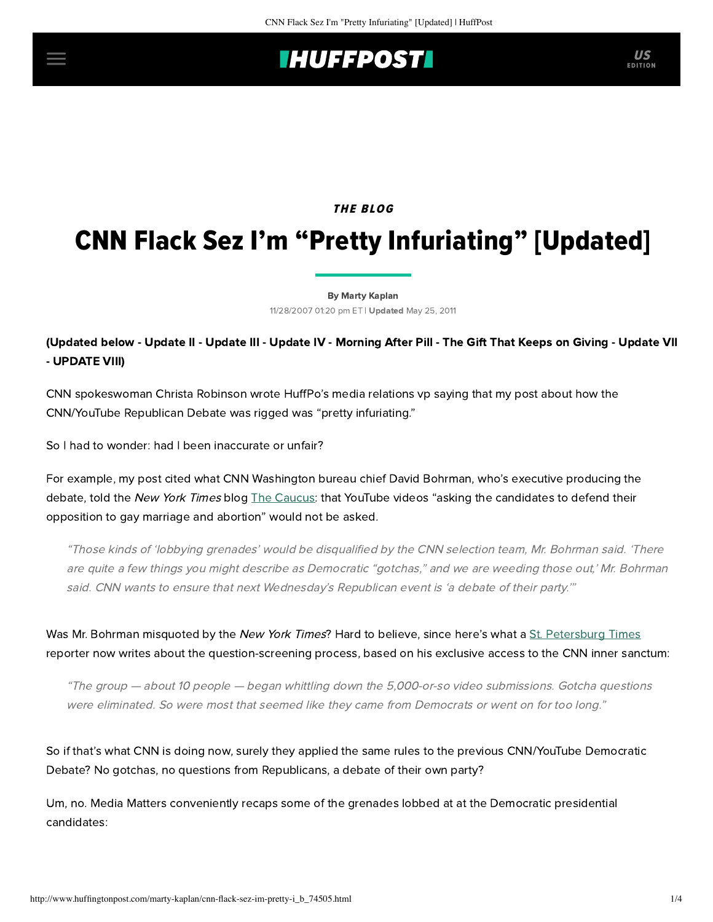THE BLOG

# CNN Flack Sez I'm "Pretty Infuriating" [Updated]

By Marty Kaplan

11/28/2007 01:20 pm ET | **Updated** May 25, 2011

**(Updated below - Update II - Update III - Update IV - Morning After Pill - The Gift That Keeps on Giving - Update VII - UPDATE VIII)**

CNN spokeswoman Christa Robinson wrote HuffPo's media relations vp saying that my post about how the CNN/YouTube Republican Debate was rigged was "pretty infuriating."

So I had to wonder: had I been inaccurate or unfair?

For example, my post cited what CNN Washington bureau chief David Bohrman, who's executive producing the debate, told the *New York Times* blog The Caucus: that YouTube videos "asking the candidates to defend their opposition to gay marriage and abortion" would not be asked.

> *"Those kinds of 'lobbying grenades' would be disqualified by the CNN selection team, Mr. Bohrman said. 'There are quite a few things you might describe as Democratic "gotchas," and we are weeding those out,' Mr. Bohrman said. CNN wants to ensure that next Wednesday's Republican event is 'a debate of their party.'"*

Was Mr. Bohrman misquoted by the *New York Times*? Hard to believe, since here's what a St. Petersburg Times reporter now writes about the question-screening process, based on his exclusive access to the CNN inner sanctum:

> *"The group — about 10 people — began whittling down the 5,000-or-so video submissions. Gotcha questions were eliminated. So were most that seemed like they came from Democrats or went on for too long."*

So if that's what CNN is doing now, surely they applied the same rules to the previous CNN/YouTube Democratic Debate? No gotchas, no questions from Republicans, a debate of their own party?

Um, no. Media Matters conveniently recaps some of the grenades lobbed at at the Democratic presidential candidates: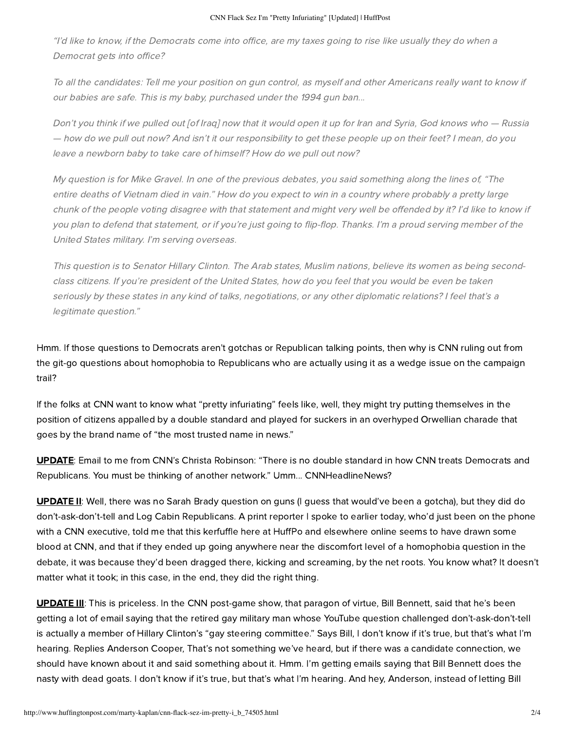> *"I'd like to know, if the Democrats come into office, are my taxes going to rise like usually they do when a Democrat gets into office?*
>
> *To all the candidates: Tell me your position on gun control, as myself and other Americans really want to know if our babies are safe. This is my baby, purchased under the 1994 gun ban…*
>
> *Don't you think if we pulled out [of Iraq] now that it would open it up for Iran and Syria, God knows who — Russia — how do we pull out now? And isn't it our responsibility to get these people up on their feet? I mean, do you leave a newborn baby to take care of himself? How do we pull out now?*
>
> *My question is for Mike Gravel. In one of the previous debates, you said something along the lines of, "The entire deaths of Vietnam died in vain." How do you expect to win in a country where probably a pretty large chunk of the people voting disagree with that statement and might very well be offended by it? I'd like to know if you plan to defend that statement, or if you're just going to flip-flop. Thanks. I'm a proud serving member of the United States military. I'm serving overseas.*
>
> *This question is to Senator Hillary Clinton. The Arab states, Muslim nations, believe its women as being second-class citizens. If you're president of the United States, how do you feel that you would be even be taken seriously by these states in any kind of talks, negotiations, or any other diplomatic relations? I feel that's a legitimate question."*

Hmm. If those questions to Democrats aren't gotchas or Republican talking points, then why is CNN ruling out from the git-go questions about homophobia to Republicans who are actually using it as a wedge issue on the campaign trail?

If the folks at CNN want to know what "pretty infuriating" feels like, well, they might try putting themselves in the position of citizens appalled by a double standard and played for suckers in an overhyped Orwellian charade that goes by the brand name of "the most trusted name in news."

**UPDATE**: Email to me from CNN's Christa Robinson: "There is no double standard in how CNN treats Democrats and Republicans. You must be thinking of another network." Umm… CNNHeadlineNews?

**UPDATE II**: Well, there was no Sarah Brady question on guns (I guess that would've been a gotcha), but they did do don't-ask-don't-tell and Log Cabin Republicans. A print reporter I spoke to earlier today, who'd just been on the phone with a CNN executive, told me that this kerfuffle here at HuffPo and elsewhere online seems to have drawn some blood at CNN, and that if they ended up going anywhere near the discomfort level of a homophobia question in the debate, it was because they'd been dragged there, kicking and screaming, by the net roots. You know what? It doesn't matter what it took; in this case, in the end, they did the right thing.

**UPDATE III**: This is priceless. In the CNN post-game show, that paragon of virtue, Bill Bennett, said that he's been getting a lot of email saying that the retired gay military man whose YouTube question challenged don't-ask-don't-tell is actually a member of Hillary Clinton's "gay steering committee." Says Bill, I don't know if it's true, but that's what I'm hearing. Replies Anderson Cooper, That's not something we've heard, but if there was a candidate connection, we should have known about it and said something about it. Hmm. I'm getting emails saying that Bill Bennett does the nasty with dead goats. I don't know if it's true, but that's what I'm hearing. And hey, Anderson, instead of letting Bill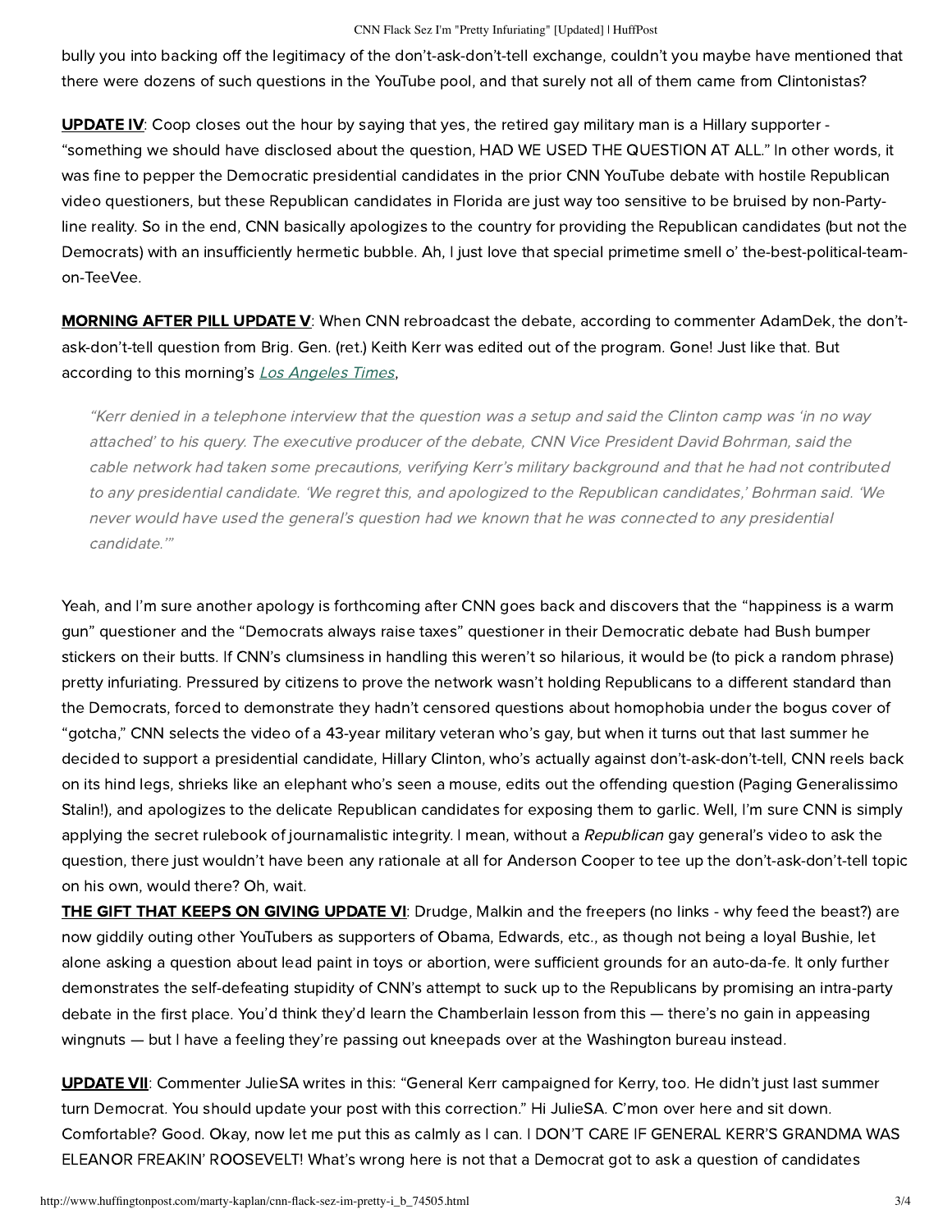bully you into backing off the legitimacy of the don't-ask-don't-tell exchange, couldn't you maybe have mentioned that there were dozens of such questions in the YouTube pool, and that surely not all of them came from Clintonistas?

**UPDATE IV**: Coop closes out the hour by saying that yes, the retired gay military man is a Hillary supporter - "something we should have disclosed about the question, HAD WE USED THE QUESTION AT ALL." In other words, it was fine to pepper the Democratic presidential candidates in the prior CNN YouTube debate with hostile Republican video questioners, but these Republican candidates in Florida are just way too sensitive to be bruised by non-Party-line reality. So in the end, CNN basically apologizes to the country for providing the Republican candidates (but not the Democrats) with an insufficiently hermetic bubble. Ah, I just love that special primetime smell o' the-best-political-team-on-TeeVee.

**MORNING AFTER PILL UPDATE V**: When CNN rebroadcast the debate, according to commenter AdamDek, the don't-ask-don't-tell question from Brig. Gen. (ret.) Keith Kerr was edited out of the program. Gone! Just like that. But according to this morning's *Los Angeles Times*,

> *"Kerr denied in a telephone interview that the question was a setup and said the Clinton camp was 'in no way attached' to his query. The executive producer of the debate, CNN Vice President David Bohrman, said the cable network had taken some precautions, verifying Kerr's military background and that he had not contributed to any presidential candidate. 'We regret this, and apologized to the Republican candidates,' Bohrman said. 'We never would have used the general's question had we known that he was connected to any presidential candidate.'"*

Yeah, and I'm sure another apology is forthcoming after CNN goes back and discovers that the "happiness is a warm gun" questioner and the "Democrats always raise taxes" questioner in their Democratic debate had Bush bumper stickers on their butts. If CNN's clumsiness in handling this weren't so hilarious, it would be (to pick a random phrase) pretty infuriating. Pressured by citizens to prove the network wasn't holding Republicans to a different standard than the Democrats, forced to demonstrate they hadn't censored questions about homophobia under the bogus cover of "gotcha," CNN selects the video of a 43-year military veteran who's gay, but when it turns out that last summer he decided to support a presidential candidate, Hillary Clinton, who's actually against don't-ask-don't-tell, CNN reels back on its hind legs, shrieks like an elephant who's seen a mouse, edits out the offending question (Paging Generalissimo Stalin!), and apologizes to the delicate Republican candidates for exposing them to garlic. Well, I'm sure CNN is simply applying the secret rulebook of journamalistic integrity. I mean, without a *Republican* gay general's video to ask the question, there just wouldn't have been any rationale at all for Anderson Cooper to tee up the don't-ask-don't-tell topic on his own, would there? Oh, wait.

**THE GIFT THAT KEEPS ON GIVING UPDATE VI**: Drudge, Malkin and the freepers (no links - why feed the beast?) are now giddily outing other YouTubers as supporters of Obama, Edwards, etc., as though not being a loyal Bushie, let alone asking a question about lead paint in toys or abortion, were sufficient grounds for an auto-da-fe. It only further demonstrates the self-defeating stupidity of CNN's attempt to suck up to the Republicans by promising an intra-party debate in the first place. You'd think they'd learn the Chamberlain lesson from this — there's no gain in appeasing wingnuts — but I have a feeling they're passing out kneepads over at the Washington bureau instead.

**UPDATE VII**: Commenter JulieSA writes in this: "General Kerr campaigned for Kerry, too. He didn't just last summer turn Democrat. You should update your post with this correction." Hi JulieSA. C'mon over here and sit down. Comfortable? Good. Okay, now let me put this as calmly as I can. I DON'T CARE IF GENERAL KERR'S GRANDMA WAS ELEANOR FREAKIN' ROOSEVELT! What's wrong here is not that a Democrat got to ask a question of candidates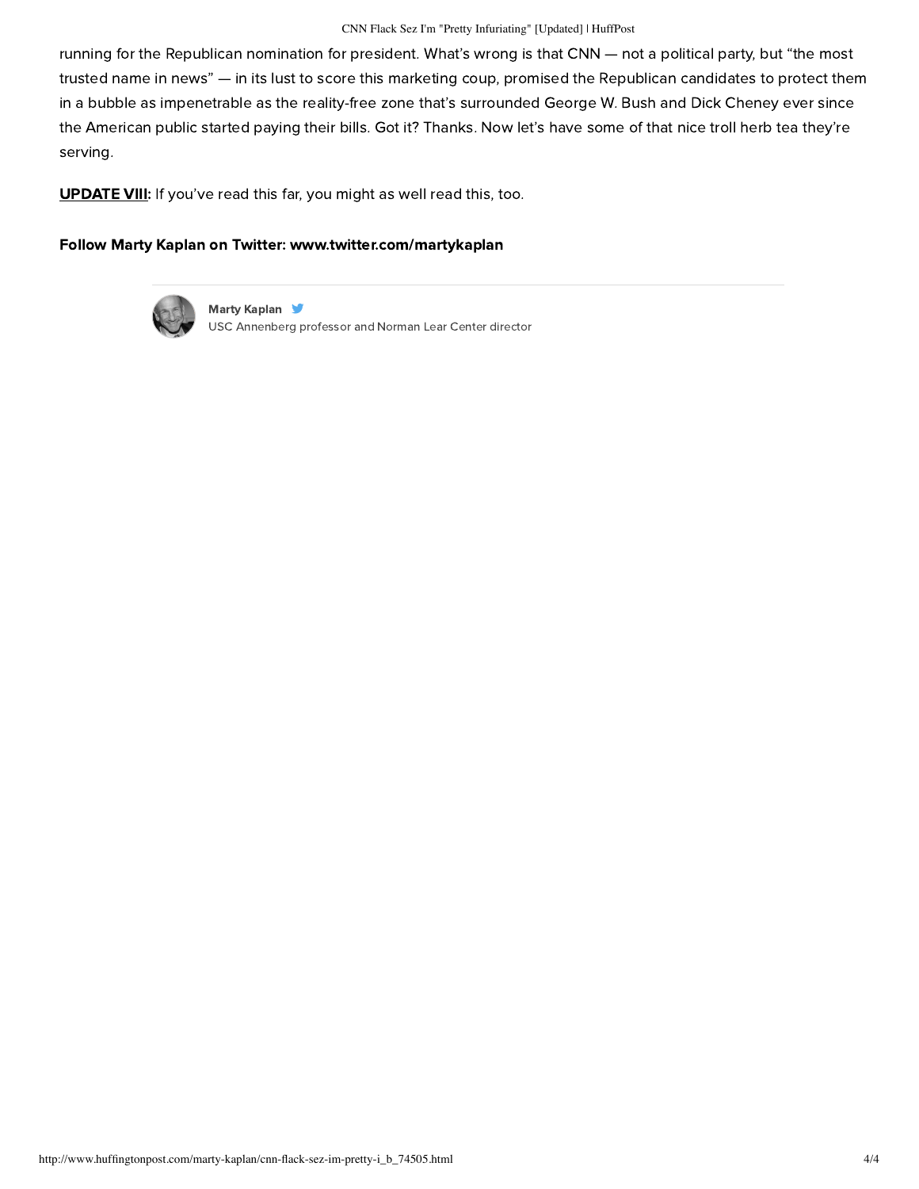running for the Republican nomination for president. What's wrong is that CNN — not a political party, but "the most trusted name in news" — in its lust to score this marketing coup, promised the Republican candidates to protect them in a bubble as impenetrable as the reality-free zone that's surrounded George W. Bush and Dick Cheney ever since the American public started paying their bills. Got it? Thanks. Now let's have some of that nice troll herb tea they're serving.

**UPDATE VIII:** If you've read this far, you might as well read this, too.

**Follow Marty Kaplan on Twitter: www.twitter.com/martykaplan**

**Marty Kaplan**
USC Annenberg professor and Norman Lear Center director